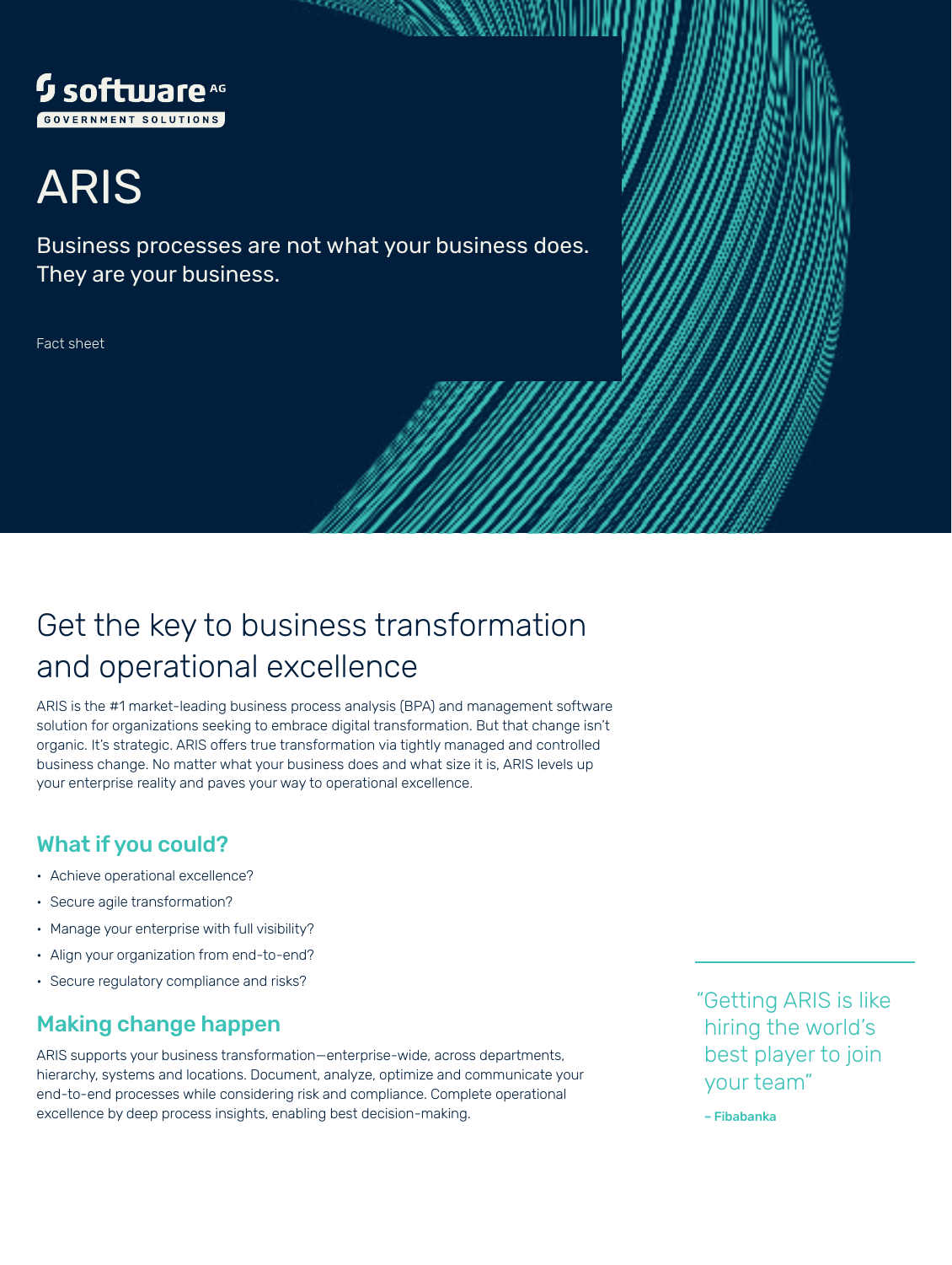software AG
GOVERNMENT SOLUTIONS

# ARIS

Business processes are not what your business does. They are your business.

Fact sheet

## Get the key to business transformation and operational excellence

ARIS is the #1 market-leading business process analysis (BPA) and management software solution for organizations seeking to embrace digital transformation. But that change isn't organic. It's strategic. ARIS offers true transformation via tightly managed and controlled business change. No matter what your business does and what size it is, ARIS levels up your enterprise reality and paves your way to operational excellence.

### What if you could?

- Achieve operational excellence?
- Secure agile transformation?
- Manage your enterprise with full visibility?
- Align your organization from end-to-end?
- Secure regulatory compliance and risks?

### Making change happen

ARIS supports your business transformation—enterprise-wide, across departments, hierarchy, systems and locations. Document, analyze, optimize and communicate your end-to-end processes while considering risk and compliance. Complete operational excellence by deep process insights, enabling best decision-making.

> "Getting ARIS is like hiring the world's best player to join your team"
>
> **– Fibabanka**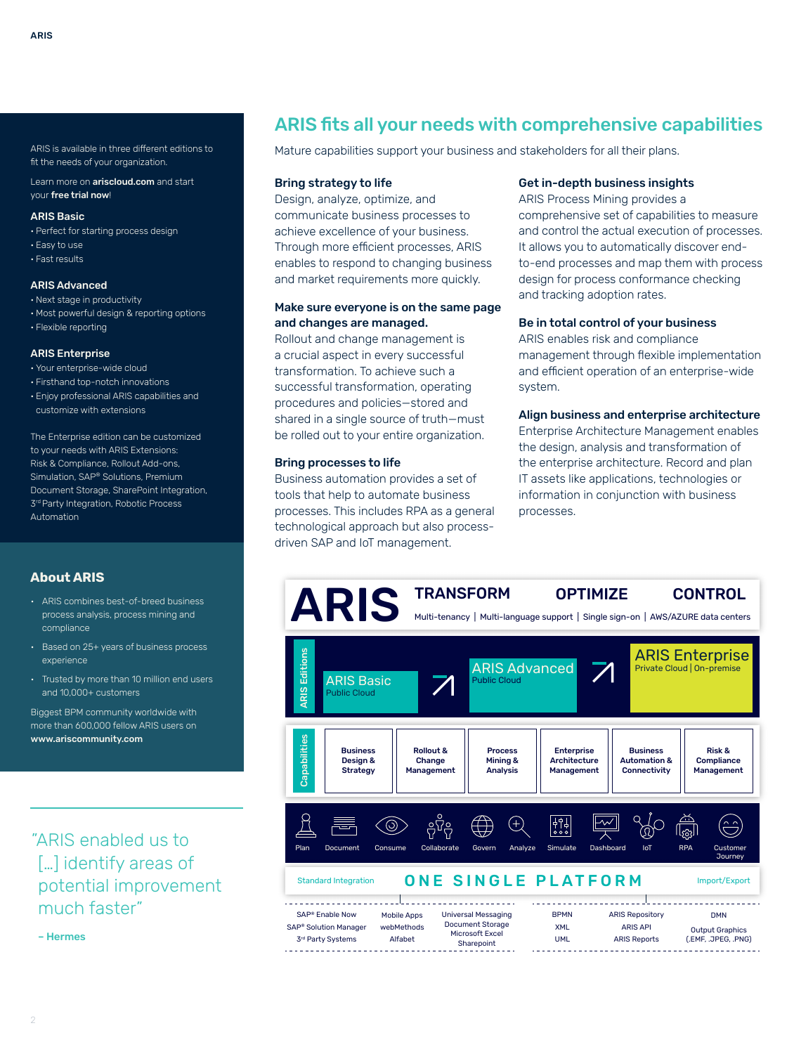ARIS is available in three different editions to fit the needs of your organization.

Learn more on **ariscloud.com** and start your **free trial now**!

**ARIS Basic**

- Perfect for starting process design
- Easy to use
- Fast results

**ARIS Advanced**

- Next stage in productivity
- Most powerful design & reporting options
- Flexible reporting

**ARIS Enterprise**

- Your enterprise-wide cloud
- Firsthand top-notch innovations
- Enjoy professional ARIS capabilities and customize with extensions

The Enterprise edition can be customized to your needs with ARIS Extensions: Risk & Compliance, Rollout Add-ons, Simulation, SAP® Solutions, Premium Document Storage, SharePoint Integration, 3rd Party Integration, Robotic Process Automation

## About ARIS

- ARIS combines best-of-breed business process analysis, process mining and compliance
- Based on 25+ years of business process experience
- Trusted by more than 10 million end users and 10,000+ customers

Biggest BPM community worldwide with more than 600,000 fellow ARIS users on **www.ariscommunity.com**

"ARIS enabled us to […] identify areas of potential improvement much faster"

**– Hermes**

# ARIS fits all your needs with comprehensive capabilities

Mature capabilities support your business and stakeholders for all their plans.

**Bring strategy to life**
Design, analyze, optimize, and communicate business processes to achieve excellence of your business. Through more efficient processes, ARIS enables to respond to changing business and market requirements more quickly.

**Make sure everyone is on the same page and changes are managed.**
Rollout and change management is a crucial aspect in every successful transformation. To achieve such a successful transformation, operating procedures and policies—stored and shared in a single source of truth—must be rolled out to your entire organization.

**Bring processes to life**
Business automation provides a set of tools that help to automate business processes. This includes RPA as a general technological approach but also process-driven SAP and IoT management.

**Get in-depth business insights**
ARIS Process Mining provides a comprehensive set of capabilities to measure and control the actual execution of processes. It allows you to automatically discover end-to-end processes and map them with process design for process conformance checking and tracking adoption rates.

**Be in total control of your business**
ARIS enables risk and compliance management through flexible implementation and efficient operation of an enterprise-wide system.

**Align business and enterprise architecture**
Enterprise Architecture Management enables the design, analysis and transformation of the enterprise architecture. Record and plan IT assets like applications, technologies or information in conjunction with business processes.

**ARIS** — TRANSFORM | OPTIMIZE | CONTROL

Multi-tenancy | Multi-language support | Single sign-on | AWS/AZURE data centers

**ARIS Editions**
- ARIS Basic — Public Cloud
- ARIS Advanced — Public Cloud
- ARIS Enterprise — Private Cloud | On-premise

**Capabilities**
- Business Design & Strategy
- Rollout & Change Management
- Process Mining & Analysis
- Enterprise Architecture Management
- Business Automation & Connectivity
- Risk & Compliance Management

Plan | Document | Consume | Collaborate | Govern | Analyze | Simulate | Dashboard | IoT | RPA | Customer Journey

Standard Integration — **ONE SINGLE PLATFORM** — Import/Export

| Standard Integration | | | Import/Export | | |
|---|---|---|---|---|---|
| SAP® Enable Now<br>SAP® Solution Manager<br>3rd Party Systems | Mobile Apps<br>webMethods<br>Alfabet | Universal Messaging<br>Document Storage<br>Microsoft Excel<br>Sharepoint | BPMN<br>XML<br>UML | ARIS Repository<br>ARIS API<br>ARIS Reports | DMN<br>Output Graphics (.EMF, .JPEG, .PNG) |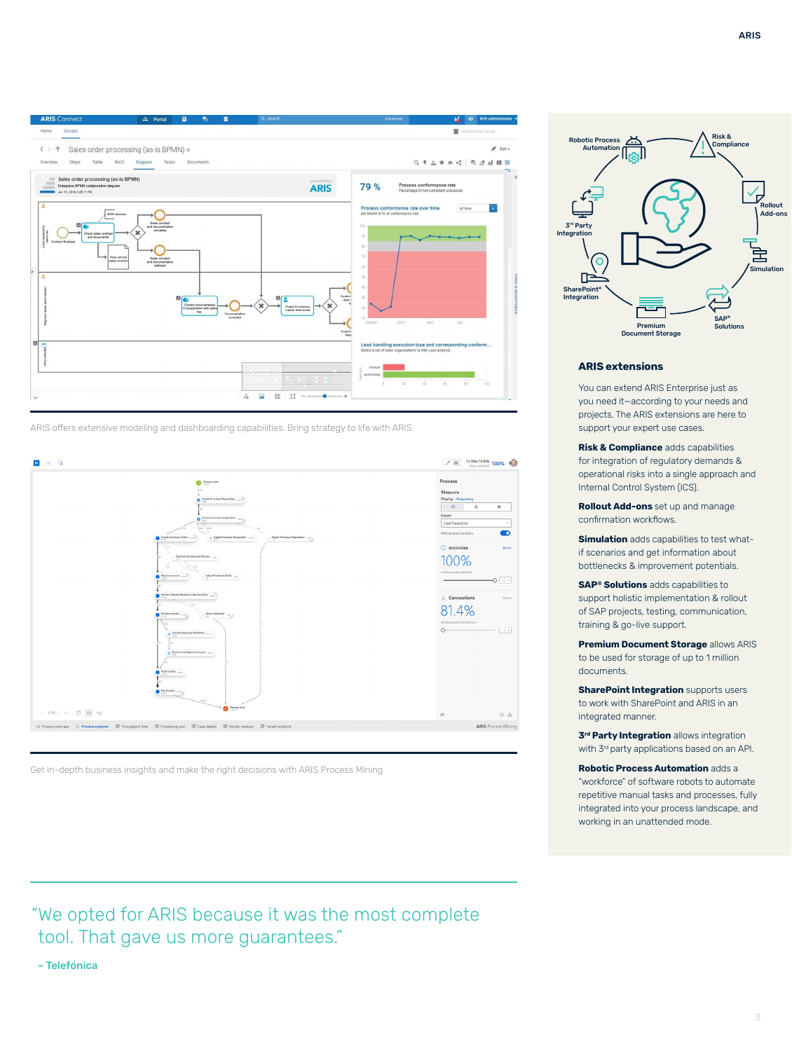ARIS offers extensive modeling and dashboarding capabilities. Bring strategy to life with ARIS.

Get in-depth business insights and make the right decisions with ARIS Process Mining

> "We opted for ARIS because it was the most complete tool. That gave us more guarantees."
>
> – **Telefónica**

Robotic Process Automation · Risk & Compliance · Rollout Add-ons · Simulation · SAP® Solutions · Premium Document Storage · SharePoint® Integration · 3rd Party Integration

## ARIS extensions

You can extend ARIS Enterprise just as you need it—according to your needs and projects. The ARIS extensions are here to support your expert use cases.

**Risk & Compliance** adds capabilities for integration of regulatory demands & operational risks into a single approach and Internal Control System (ICS).

**Rollout Add-ons** set up and manage confirmation workflows.

**Simulation** adds capabilities to test what-if scenarios and get information about bottlenecks & improvement potentials.

**SAP® Solutions** adds capabilities to support holistic implementation & rollout of SAP projects, testing, communication, training & go-live support.

**Premium Document Storage** allows ARIS to be used for storage of up to 1 million documents.

**SharePoint Integration** supports users to work with SharePoint and ARIS in an integrated manner.

**3rd Party Integration** allows integration with 3rd party applications based on an API.

**Robotic Process Automation** adds a "workforce" of software robots to automate repetitive manual tasks and processes, fully integrated into your process landscape, and working in an unattended mode.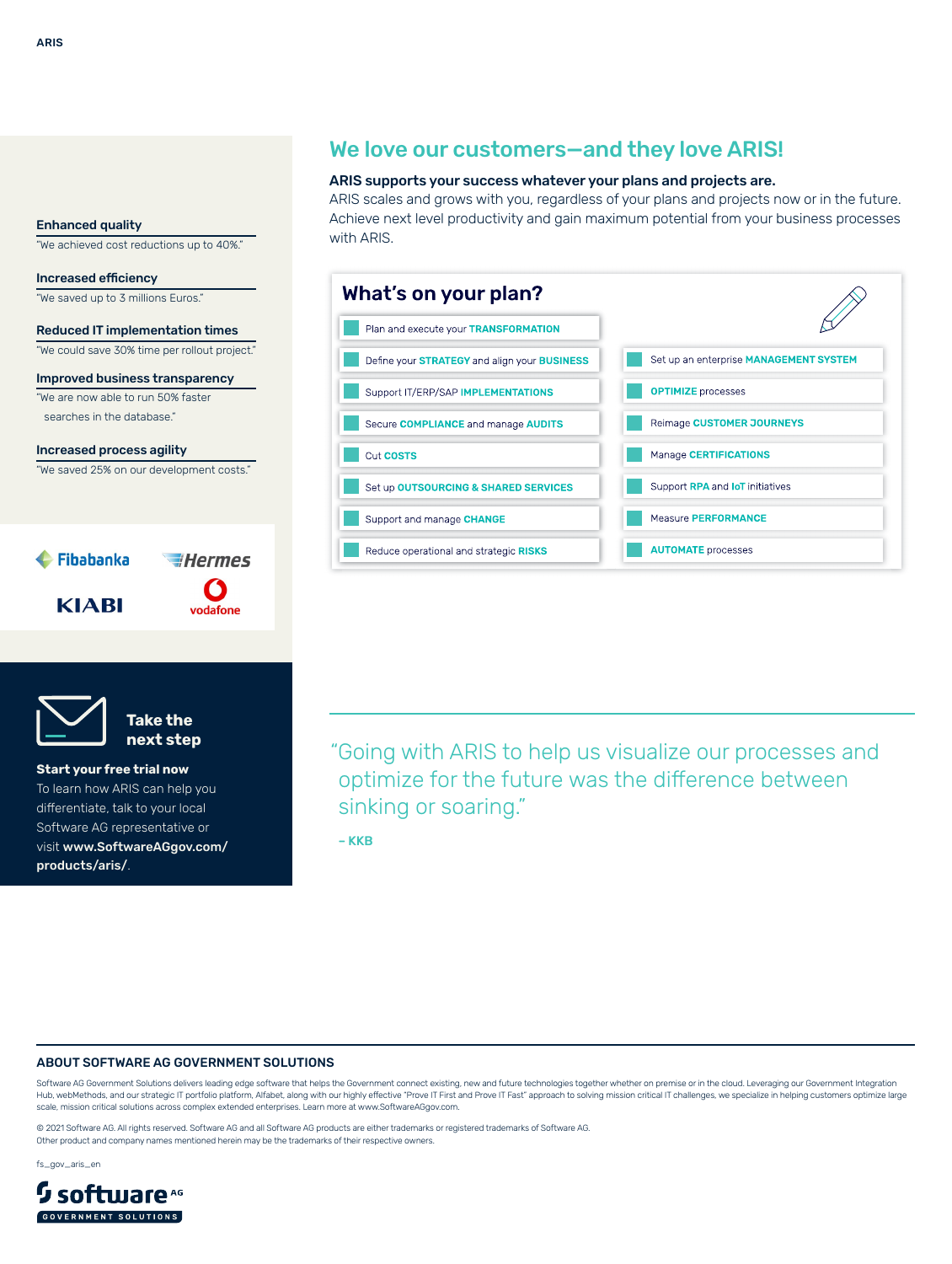## We love our customers—and they love ARIS!

**ARIS supports your success whatever your plans and projects are.**
ARIS scales and grows with you, regardless of your plans and projects now or in the future. Achieve next level productivity and gain maximum potential from your business processes with ARIS.

### What's on your plan?

- Plan and execute your **TRANSFORMATION**
- Define your **STRATEGY** and align your **BUSINESS**
- Support IT/ERP/SAP **IMPLEMENTATIONS**
- Secure **COMPLIANCE** and manage **AUDITS**
- Cut **COSTS**
- Set up **OUTSOURCING & SHARED SERVICES**
- Support and manage **CHANGE**
- Reduce operational and strategic **RISKS**
- Set up an enterprise **MANAGEMENT SYSTEM**
- **OPTIMIZE** processes
- Reimage **CUSTOMER JOURNEYS**
- Manage **CERTIFICATIONS**
- Support **RPA** and **IoT** initiatives
- Measure **PERFORMANCE**
- **AUTOMATE** processes

**Enhanced quality**
"We achieved cost reductions up to 40%."

**Increased efficiency**
"We saved up to 3 millions Euros."

**Reduced IT implementation times**
"We could save 30% time per rollout project."

**Improved business transparency**
"We are now able to run 50% faster searches in the database."

**Increased process agility**
"We saved 25% on our development costs."

Fibabanka Hermes KIABI vodafone

"Going with ARIS to help us visualize our processes and optimize for the future was the difference between sinking or soaring."

– KKB

### Take the next step

**Start your free trial now**
To learn how ARIS can help you differentiate, talk to your local Software AG representative or visit **www.SoftwareAGgov.com/products/aris/**.

### ABOUT SOFTWARE AG GOVERNMENT SOLUTIONS

Software AG Government Solutions delivers leading edge software that helps the Government connect existing, new and future technologies together whether on premise or in the cloud. Leveraging our Government Integration Hub, webMethods, and our strategic IT portfolio platform, Alfabet, along with our highly effective "Prove IT First and Prove IT Fast" approach to solving mission critical IT challenges, we specialize in helping customers optimize large scale, mission critical solutions across complex extended enterprises. Learn more at www.SoftwareAGgov.com.

© 2021 Software AG. All rights reserved. Software AG and all Software AG products are either trademarks or registered trademarks of Software AG.
Other product and company names mentioned herein may be the trademarks of their respective owners.

fs_gov_aris_en

software AG GOVERNMENT SOLUTIONS